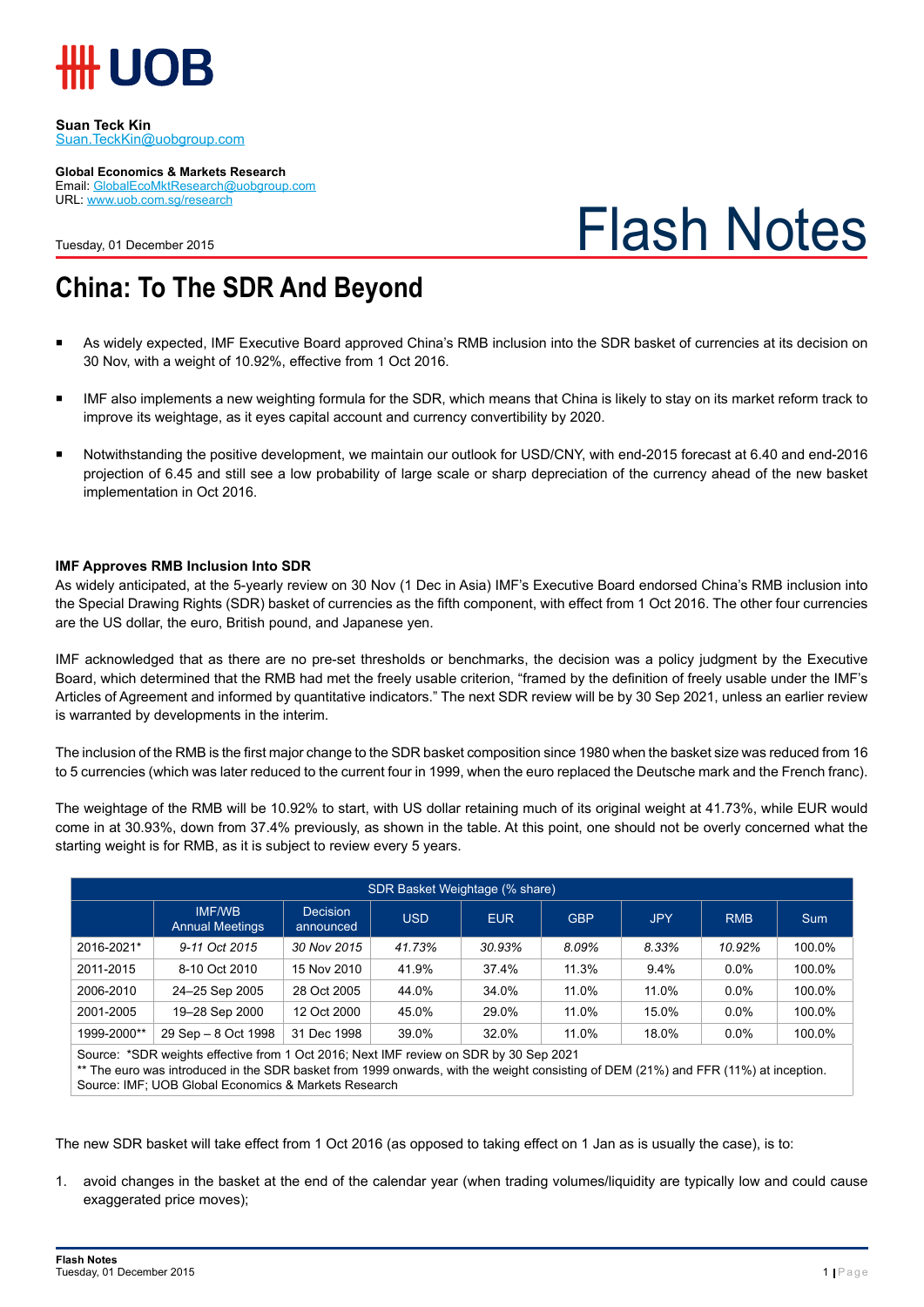**Suan Teck Kin**
Suan.TeckKin@uobgroup.com

**Global Economics & Markets Research**
Email: GlobalEcoMktResearch@uobgroup.com
URL: www.uob.com.sg/research

Tuesday, 01 December 2015

# Flash Notes

## China: To The SDR And Beyond

- As widely expected, IMF Executive Board approved China's RMB inclusion into the SDR basket of currencies at its decision on 30 Nov, with a weight of 10.92%, effective from 1 Oct 2016.
- IMF also implements a new weighting formula for the SDR, which means that China is likely to stay on its market reform track to improve its weightage, as it eyes capital account and currency convertibility by 2020.
- Notwithstanding the positive development, we maintain our outlook for USD/CNY, with end-2015 forecast at 6.40 and end-2016 projection of 6.45 and still see a low probability of large scale or sharp depreciation of the currency ahead of the new basket implementation in Oct 2016.

### IMF Approves RMB Inclusion Into SDR

As widely anticipated, at the 5-yearly review on 30 Nov (1 Dec in Asia) IMF's Executive Board endorsed China's RMB inclusion into the Special Drawing Rights (SDR) basket of currencies as the fifth component, with effect from 1 Oct 2016. The other four currencies are the US dollar, the euro, British pound, and Japanese yen.

IMF acknowledged that as there are no pre-set thresholds or benchmarks, the decision was a policy judgment by the Executive Board, which determined that the RMB had met the freely usable criterion, "framed by the definition of freely usable under the IMF's Articles of Agreement and informed by quantitative indicators." The next SDR review will be by 30 Sep 2021, unless an earlier review is warranted by developments in the interim.

The inclusion of the RMB is the first major change to the SDR basket composition since 1980 when the basket size was reduced from 16 to 5 currencies (which was later reduced to the current four in 1999, when the euro replaced the Deutsche mark and the French franc).

The weightage of the RMB will be 10.92% to start, with US dollar retaining much of its original weight at 41.73%, while EUR would come in at 30.93%, down from 37.4% previously, as shown in the table. At this point, one should not be overly concerned what the starting weight is for RMB, as it is subject to review every 5 years.

| SDR Basket Weightage (% share) | | | | | | | | |
|---|---|---|---|---|---|---|---|---|
| | IMF/WB Annual Meetings | Decision announced | USD | EUR | GBP | JPY | RMB | Sum |
| 2016-2021* | *9-11 Oct 2015* | *30 Nov 2015* | *41.73%* | *30.93%* | *8.09%* | *8.33%* | *10.92%* | 100.0% |
| 2011-2015 | 8-10 Oct 2010 | 15 Nov 2010 | 41.9% | 37.4% | 11.3% | 9.4% | 0.0% | 100.0% |
| 2006-2010 | 24–25 Sep 2005 | 28 Oct 2005 | 44.0% | 34.0% | 11.0% | 11.0% | 0.0% | 100.0% |
| 2001-2005 | 19–28 Sep 2000 | 12 Oct 2000 | 45.0% | 29.0% | 11.0% | 15.0% | 0.0% | 100.0% |
| 1999-2000** | 29 Sep – 8 Oct 1998 | 31 Dec 1998 | 39.0% | 32.0% | 11.0% | 18.0% | 0.0% | 100.0% |

Source: *SDR weights effective from 1 Oct 2016; Next IMF review on SDR by 30 Sep 2021
** The euro was introduced in the SDR basket from 1999 onwards, with the weight consisting of DEM (21%) and FFR (11%) at inception.
Source: IMF; UOB Global Economics & Markets Research

The new SDR basket will take effect from 1 Oct 2016 (as opposed to taking effect on 1 Jan as is usually the case), is to:

1. avoid changes in the basket at the end of the calendar year (when trading volumes/liquidity are typically low and could cause exaggerated price moves);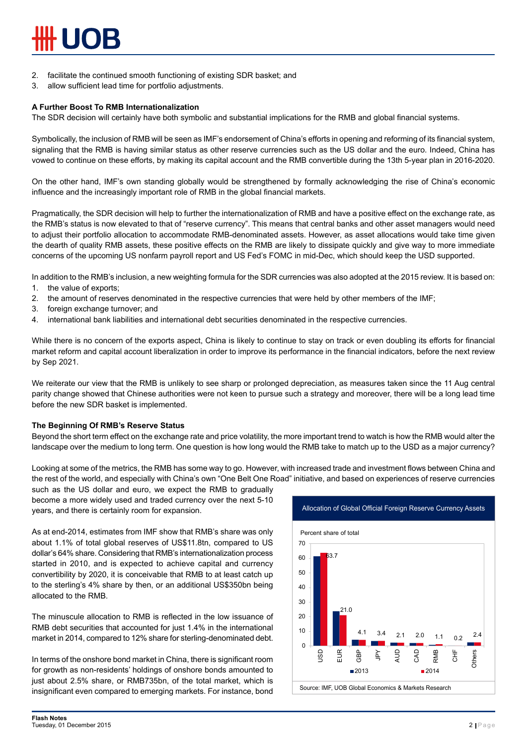2. facilitate the continued smooth functioning of existing SDR basket; and
3. allow sufficient lead time for portfolio adjustments.

**A Further Boost To RMB Internationalization**

The SDR decision will certainly have both symbolic and substantial implications for the RMB and global financial systems.

Symbolically, the inclusion of RMB will be seen as IMF's endorsement of China's efforts in opening and reforming of its financial system, signaling that the RMB is having similar status as other reserve currencies such as the US dollar and the euro. Indeed, China has vowed to continue on these efforts, by making its capital account and the RMB convertible during the 13th 5-year plan in 2016-2020.

On the other hand, IMF's own standing globally would be strengthened by formally acknowledging the rise of China's economic influence and the increasingly important role of RMB in the global financial markets.

Pragmatically, the SDR decision will help to further the internationalization of RMB and have a positive effect on the exchange rate, as the RMB's status is now elevated to that of "reserve currency". This means that central banks and other asset managers would need to adjust their portfolio allocation to accommodate RMB-denominated assets. However, as asset allocations would take time given the dearth of quality RMB assets, these positive effects on the RMB are likely to dissipate quickly and give way to more immediate concerns of the upcoming US nonfarm payroll report and US Fed's FOMC in mid-Dec, which should keep the USD supported.

In addition to the RMB's inclusion, a new weighting formula for the SDR currencies was also adopted at the 2015 review. It is based on:

1. the value of exports;
2. the amount of reserves denominated in the respective currencies that were held by other members of the IMF;
3. foreign exchange turnover; and
4. international bank liabilities and international debt securities denominated in the respective currencies.

While there is no concern of the exports aspect, China is likely to continue to stay on track or even doubling its efforts for financial market reform and capital account liberalization in order to improve its performance in the financial indicators, before the next review by Sep 2021.

We reiterate our view that the RMB is unlikely to see sharp or prolonged depreciation, as measures taken since the 11 Aug central parity change showed that Chinese authorities were not keen to pursue such a strategy and moreover, there will be a long lead time before the new SDR basket is implemented.

**The Beginning Of RMB's Reserve Status**

Beyond the short term effect on the exchange rate and price volatility, the more important trend to watch is how the RMB would alter the landscape over the medium to long term. One question is how long would the RMB take to match up to the USD as a major currency?

Looking at some of the metrics, the RMB has some way to go. However, with increased trade and investment flows between China and the rest of the world, and especially with China's own "One Belt One Road" initiative, and based on experiences of reserve currencies such as the US dollar and euro, we expect the RMB to gradually become a more widely used and traded currency over the next 5-10 years, and there is certainly room for expansion.

As at end-2014, estimates from IMF show that RMB's share was only about 1.1% of total global reserves of US$11.8tn, compared to US dollar's 64% share. Considering that RMB's internationalization process started in 2010, and is expected to achieve capital and currency convertibility by 2020, it is conceivable that RMB to at least catch up to the sterling's 4% share by then, or an additional US$350bn being allocated to the RMB.

The minuscule allocation to RMB is reflected in the low issuance of RMB debt securities that accounted for just 1.4% in the international market in 2014, compared to 12% share for sterling-denominated debt.

In terms of the onshore bond market in China, there is significant room for growth as non-residents' holdings of onshore bonds amounted to just about 2.5% share, or RMB735bn, of the total market, which is insignificant even compared to emerging markets. For instance, bond

**Allocation of Global Official Foreign Reserve Currency Assets**

Percent share of total

| Currency | 2014 |
|---|---|
| USD | 63.7 |
| EUR | 21.0 |
| GBP | 4.1 |
| JPY | 3.4 |
| AUD | 2.1 |
| CAD | 2.0 |
| RMB | 1.1 |
| CHF | 0.2 |
| Others | 2.4 |

Source: IMF, UOB Global Economics & Markets Research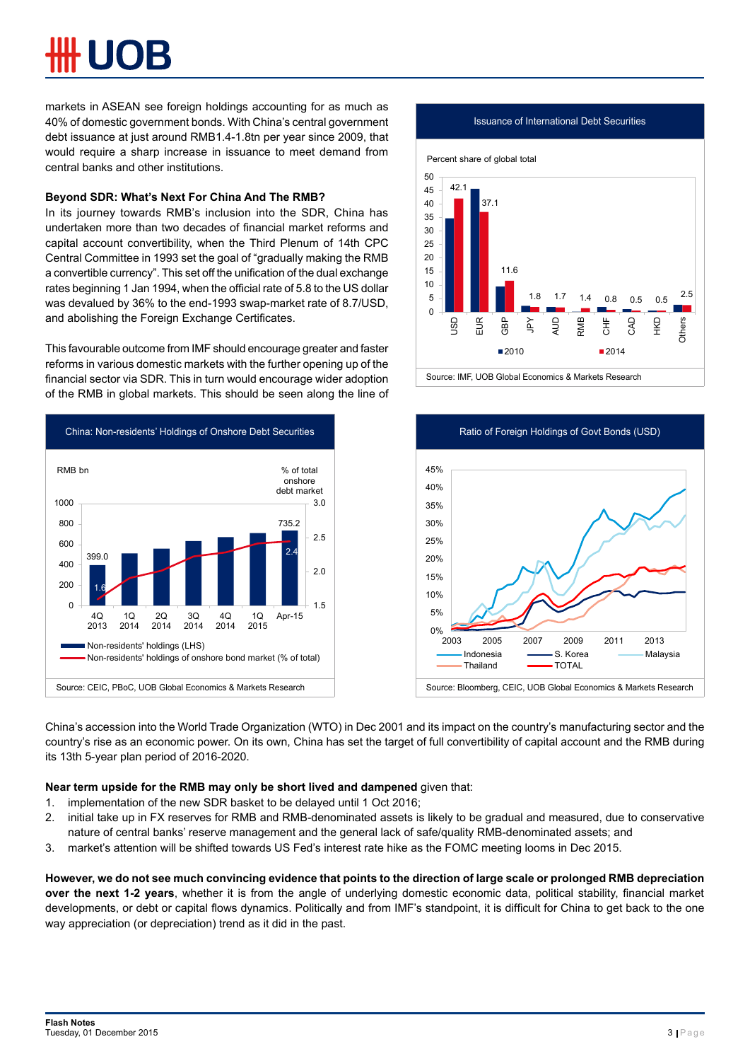markets in ASEAN see foreign holdings accounting for as much as 40% of domestic government bonds. With China's central government debt issuance at just around RMB1.4-1.8tn per year since 2009, that would require a sharp increase in issuance to meet demand from central banks and other institutions.

**Beyond SDR: What's Next For China And The RMB?**

In its journey towards RMB's inclusion into the SDR, China has undertaken more than two decades of financial market reforms and capital account convertibility, when the Third Plenum of 14th CPC Central Committee in 1993 set the goal of "gradually making the RMB a convertible currency". This set off the unification of the dual exchange rates beginning 1 Jan 1994, when the official rate of 5.8 to the US dollar was devalued by 36% to the end-1993 swap-market rate of 8.7/USD, and abolishing the Foreign Exchange Certificates.

This favourable outcome from IMF should encourage greater and faster reforms in various domestic markets with the further opening up of the financial sector via SDR. This in turn would encourage wider adoption of the RMB in global markets. This should be seen along the line of China's accession into the World Trade Organization (WTO) in Dec 2001 and its impact on the country's manufacturing sector and the country's rise as an economic power. On its own, China has set the target of full convertibility of capital account and the RMB during its 13th 5-year plan period of 2016-2020.

**Issuance of International Debt Securities**

Percent share of global total

| | USD | EUR | GBP | JPY | AUD | RMB | CHF | CAD | HKD | Others |
|---|---|---|---|---|---|---|---|---|---|---|
| 2014 | 42.1 | 37.1 | 11.6 | 1.8 | 1.7 | 1.4 | 0.8 | 0.5 | 0.5 | 2.5 |

Source: IMF, UOB Global Economics & Markets Research

**China: Non-residents' Holdings of Onshore Debt Securities**

RMB bn (LHS); % of total onshore debt market (RHS)

| | 4Q 2013 | Apr-15 |
|---|---|---|
| Non-residents' holdings (LHS) | 399.0 | 735.2 |
| Non-residents' holdings of onshore bond market (% of total) | 1.6 | 2.4 |

Source: CEIC, PBoC, UOB Global Economics & Markets Research

**Ratio of Foreign Holdings of Govt Bonds (USD)**

Series: Indonesia, S. Korea, Malaysia, Thailand, TOTAL (2003–2015)

Source: Bloomberg, CEIC, UOB Global Economics & Markets Research

**Near term upside for the RMB may only be short lived and dampened** given that:

1. implementation of the new SDR basket to be delayed until 1 Oct 2016;
2. initial take up in FX reserves for RMB and RMB-denominated assets is likely to be gradual and measured, due to conservative nature of central banks' reserve management and the general lack of safe/quality RMB-denominated assets; and
3. market's attention will be shifted towards US Fed's interest rate hike as the FOMC meeting looms in Dec 2015.

**However, we do not see much convincing evidence that points to the direction of large scale or prolonged RMB depreciation over the next 1-2 years**, whether it is from the angle of underlying domestic economic data, political stability, financial market developments, or debt or capital flows dynamics. Politically and from IMF's standpoint, it is difficult for China to get back to the one way appreciation (or depreciation) trend as it did in the past.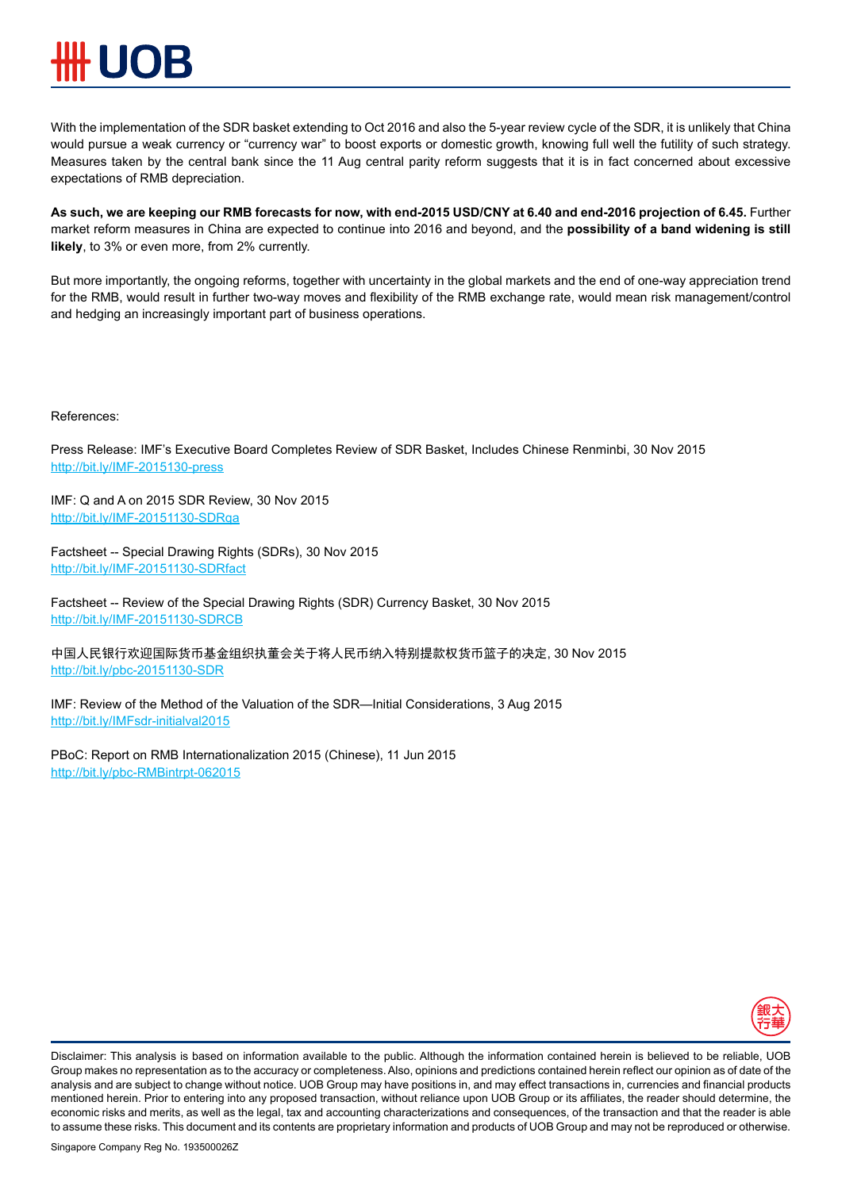With the implementation of the SDR basket extending to Oct 2016 and also the 5-year review cycle of the SDR, it is unlikely that China would pursue a weak currency or "currency war" to boost exports or domestic growth, knowing full well the futility of such strategy. Measures taken by the central bank since the 11 Aug central parity reform suggests that it is in fact concerned about excessive expectations of RMB depreciation.

**As such, we are keeping our RMB forecasts for now, with end-2015 USD/CNY at 6.40 and end-2016 projection of 6.45.** Further market reform measures in China are expected to continue into 2016 and beyond, and the **possibility of a band widening is still likely**, to 3% or even more, from 2% currently.

But more importantly, the ongoing reforms, together with uncertainty in the global markets and the end of one-way appreciation trend for the RMB, would result in further two-way moves and flexibility of the RMB exchange rate, would mean risk management/control and hedging an increasingly important part of business operations.

References:

Press Release: IMF's Executive Board Completes Review of SDR Basket, Includes Chinese Renminbi, 30 Nov 2015
http://bit.ly/IMF-2015130-press

IMF: Q and A on 2015 SDR Review, 30 Nov 2015
http://bit.ly/IMF-20151130-SDRqa

Factsheet -- Special Drawing Rights (SDRs), 30 Nov 2015
http://bit.ly/IMF-20151130-SDRfact

Factsheet -- Review of the Special Drawing Rights (SDR) Currency Basket, 30 Nov 2015
http://bit.ly/IMF-20151130-SDRCB

中国人民银行欢迎国际货币基金组织执董会关于将人民币纳入特别提款权货币篮子的决定, 30 Nov 2015
http://bit.ly/pbc-20151130-SDR

IMF: Review of the Method of the Valuation of the SDR—Initial Considerations, 3 Aug 2015
http://bit.ly/IMFsdr-initialval2015

PBoC: Report on RMB Internationalization 2015 (Chinese), 11 Jun 2015
http://bit.ly/pbc-RMBintrpt-062015

Disclaimer: This analysis is based on information available to the public. Although the information contained herein is believed to be reliable, UOB Group makes no representation as to the accuracy or completeness. Also, opinions and predictions contained herein reflect our opinion as of date of the analysis and are subject to change without notice. UOB Group may have positions in, and may effect transactions in, currencies and financial products mentioned herein. Prior to entering into any proposed transaction, without reliance upon UOB Group or its affiliates, the reader should determine, the economic risks and merits, as well as the legal, tax and accounting characterizations and consequences, of the transaction and that the reader is able to assume these risks. This document and its contents are proprietary information and products of UOB Group and may not be reproduced or otherwise.

Singapore Company Reg No. 193500026Z